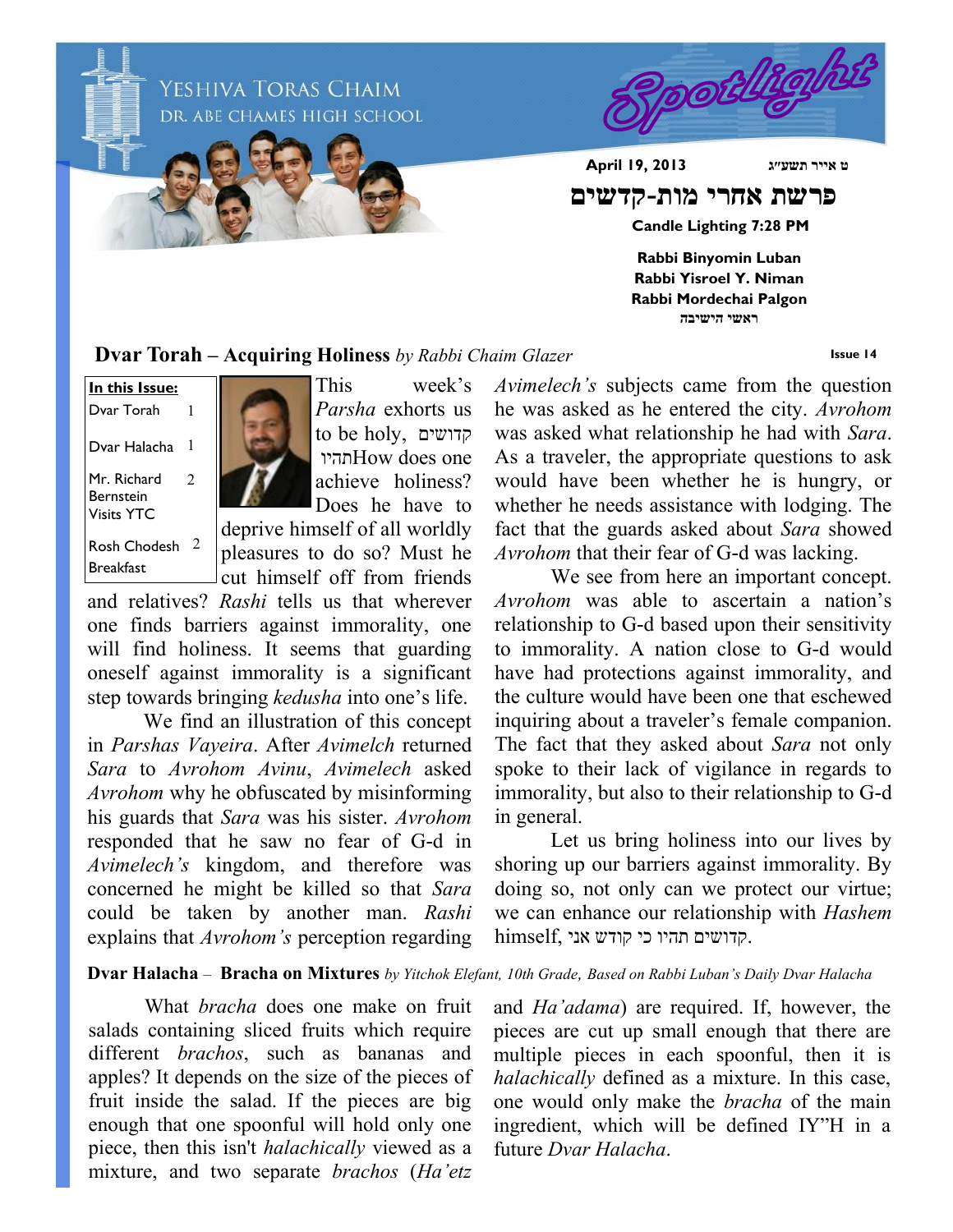# YESHIVA TORAS CHAIM
## DR. ABE CHAMES HIGH SCHOOL

# Spotlight

**April 19, 2013** **ט אייר תשע״ג**

# פרשת אחרי מות-קדשים

**Candle Lighting 7:28 PM**

**Rabbi Binyomin Luban**
**Rabbi Yisroel Y. Niman**
**Rabbi Mordechai Palgon**
**ראשי הישיבה**

**Issue 14**

| In this Issue: | |
|---|---|
| Dvar Torah | 1 |
| Dvar Halacha | 1 |
| Mr. Richard Bernstein Visits YTC | 2 |
| Rosh Chodesh Breakfast | 2 |

## Dvar Torah – Acquiring Holiness *by Rabbi Chaim Glazer*

This week's *Parsha* exhorts us to be holy, קדושים תהיו. How does one achieve holiness? Does he have to deprive himself of all worldly pleasures to do so? Must he cut himself off from friends and relatives? *Rashi* tells us that wherever one finds barriers against immorality, one will find holiness. It seems that guarding oneself against immorality is a significant step towards bringing *kedusha* into one's life.

We find an illustration of this concept in *Parshas Vayeira*. After *Avimelch* returned *Sara* to *Avrohom Avinu*, *Avimelech* asked *Avrohom* why he obfuscated by misinforming his guards that *Sara* was his sister. *Avrohom* responded that he saw no fear of G-d in *Avimelech's* kingdom, and therefore was concerned he might be killed so that *Sara* could be taken by another man. *Rashi* explains that *Avrohom's* perception regarding *Avimelech's* subjects came from the question he was asked as he entered the city. *Avrohom* was asked what relationship he had with *Sara*. As a traveler, the appropriate questions to ask would have been whether he is hungry, or whether he needs assistance with lodging. The fact that the guards asked about *Sara* showed *Avrohom* that their fear of G-d was lacking.

We see from here an important concept. *Avrohom* was able to ascertain a nation's relationship to G-d based upon their sensitivity to immorality. A nation close to G-d would have had protections against immorality, and the culture would have been one that eschewed inquiring about a traveler's female companion. The fact that they asked about *Sara* not only spoke to their lack of vigilance in regards to immorality, but also to their relationship to G-d in general.

Let us bring holiness into our lives by shoring up our barriers against immorality. By doing so, not only can we protect our virtue; we can enhance our relationship with *Hashem* himself, קדושים תהיו כי קודש אני.

## Dvar Halacha – Bracha on Mixtures *by Yitchok Elefant, 10th Grade, Based on Rabbi Luban's Daily Dvar Halacha*

What *bracha* does one make on fruit salads containing sliced fruits which require different *brachos*, such as bananas and apples? It depends on the size of the pieces of fruit inside the salad. If the pieces are big enough that one spoonful will hold only one piece, then this isn't *halachically* viewed as a mixture, and two separate *brachos* (*Ha'etz* and *Ha'adama*) are required. If, however, the pieces are cut up small enough that there are multiple pieces in each spoonful, then it is *halachically* defined as a mixture. In this case, one would only make the *bracha* of the main ingredient, which will be defined IY"H in a future *Dvar Halacha*.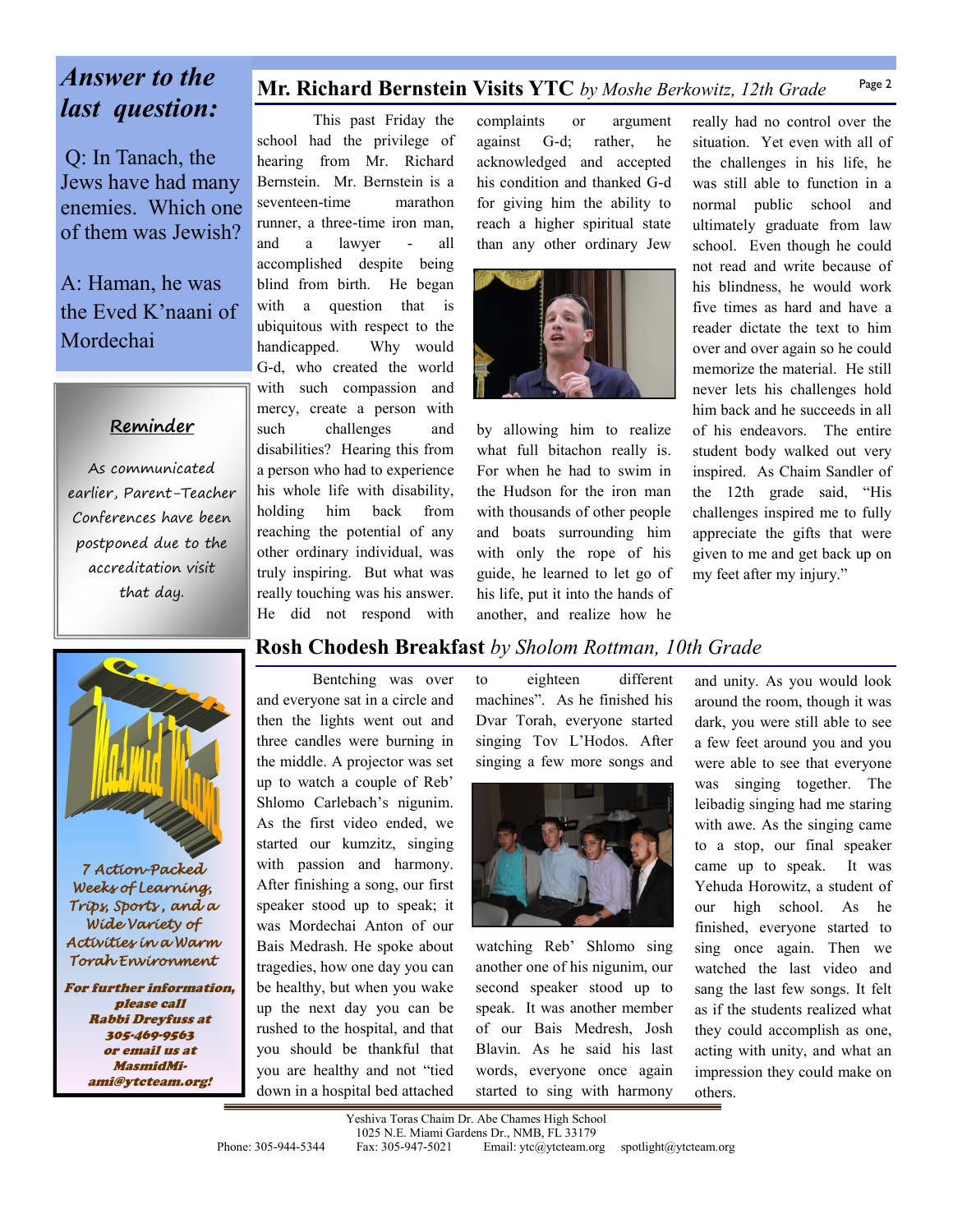## *Answer to the last question:*

Q: In Tanach, the Jews have had many enemies. Which one of them was Jewish?

A: Haman, he was the Eved K'naani of Mordechai

## Mr. Richard Bernstein Visits YTC *by Moshe Berkowitz, 12th Grade*

This past Friday the school had the privilege of hearing from Mr. Richard Bernstein. Mr. Bernstein is a seventeen-time marathon runner, a three-time iron man, and a lawyer - all accomplished despite being blind from birth. He began with a question that is ubiquitous with respect to the handicapped. Why would G-d, who created the world with such compassion and mercy, create a person with such challenges and disabilities? Hearing this from a person who had to experience his whole life with disability, holding him back from reaching the potential of any other ordinary individual, was truly inspiring. But what was really touching was his answer. He did not respond with complaints or argument against G-d; rather, he acknowledged and accepted his condition and thanked G-d for giving him the ability to reach a higher spiritual state than any other ordinary Jew by allowing him to realize what full bitachon really is. For when he had to swim in the Hudson for the iron man with thousands of other people and boats surrounding him with only the rope of his guide, he learned to let go of his life, put it into the hands of another, and realize how he really had no control over the situation. Yet even with all of the challenges in his life, he was still able to function in a normal public school and ultimately graduate from law school. Even though he could not read and write because of his blindness, he would work five times as hard and have a reader dictate the text to him over and over again so he could memorize the material. He still never lets his challenges hold him back and he succeeds in all of his endeavors. The entire student body walked out very inspired. As Chaim Sandler of the 12th grade said, "His challenges inspired me to fully appreciate the gifts that were given to me and get back up on my feet after my injury."

**Reminder**

*As communicated earlier, Parent-Teacher Conferences have been postponed due to the accreditation visit that day.*

## Rosh Chodesh Breakfast *by Sholom Rottman, 10th Grade*

Bentching was over and everyone sat in a circle and then the lights went out and three candles were burning in the middle. A projector was set up to watch a couple of Reb' Shlomo Carlebach's nigunim. As the first video ended, we started our kumzitz, singing with passion and harmony. After finishing a song, our first speaker stood up to speak; it was Mordechai Anton of our Bais Medrash. He spoke about tragedies, how one day you can be healthy, but when you wake up the next day you can be rushed to the hospital, and that you should be thankful that you are healthy and not "tied down in a hospital bed attached to eighteen different machines". As he finished his Dvar Torah, everyone started singing Tov L'Hodos. After singing a few more songs and watching Reb' Shlomo sing another one of his nigunim, our second speaker stood up to speak. It was another member of our Bais Medresh, Josh Blavin. As he said his last words, everyone once again started to sing with harmony and unity. As you would look around the room, though it was dark, you were still able to see a few feet around you and you were able to see that everyone was singing together. The leibadig singing had me staring with awe. As the singing came to a stop, our final speaker came up to speak. It was Yehuda Horowitz, a student of our high school. As he finished, everyone started to sing once again. Then we watched the last video and sang the last few songs. It felt as if the students realized what they could accomplish as one, acting with unity, and what an impression they could make on others.

**Camp Masmid Miami**

*7 Action-Packed Weeks of Learning, Trips, Sports, and a Wide Variety of Activities in a Warm Torah Environment*

***For further information, please call Rabbi Dreyfuss at 305-469-9563 or email us at MasmidMiami@ytcteam.org!***

Yeshiva Toras Chaim Dr. Abe Chames High School
1025 N.E. Miami Gardens Dr., NMB, FL 33179
Phone: 305-944-5344 Fax: 305-947-5021 Email: ytc@ytcteam.org spotlight@ytcteam.org